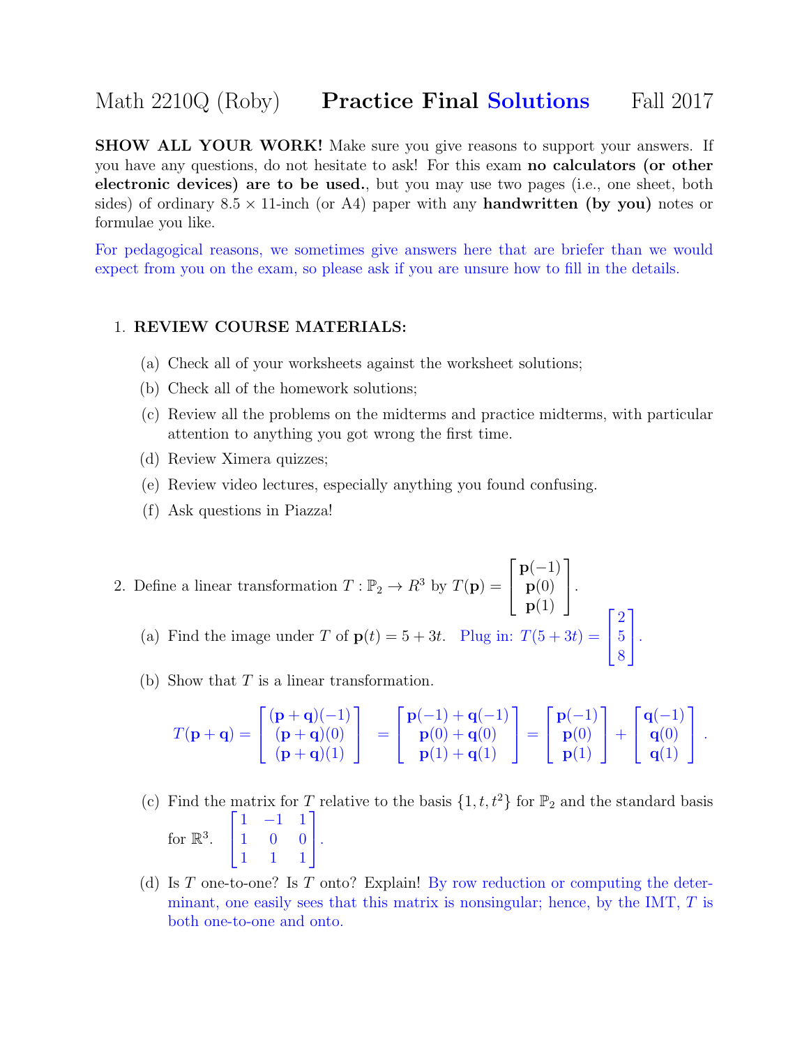# Math 2210Q (Roby) **Practice Final Solutions** Fall 2017

**SHOW ALL YOUR WORK!** Make sure you give reasons to support your answers. If you have any questions, do not hesitate to ask! For this exam **no calculators (or other electronic devices) are to be used.**, but you may use two pages (i.e., one sheet, both sides) of ordinary $8.5 \times 11$-inch (or A4) paper with any **handwritten (by you)** notes or formulae you like.

For pedagogical reasons, we sometimes give answers here that are briefer than we would expect from you on the exam, so please ask if you are unsure how to fill in the details.

1. **REVIEW COURSE MATERIALS:**
   (a) Check all of your worksheets against the worksheet solutions;
   (b) Check all of the homework solutions;
   (c) Review all the problems on the midterms and practice midterms, with particular attention to anything you got wrong the first time.
   (d) Review Ximera quizzes;
   (e) Review video lectures, especially anything you found confusing.
   (f) Ask questions in Piazza!

2. Define a linear transformation $T : \mathbb{P}_2 \to R^3$ by $T(\mathbf{p}) = \begin{bmatrix} \mathbf{p}(-1) \\ \mathbf{p}(0) \\ \mathbf{p}(1) \end{bmatrix}$.
   (a) Find the image under $T$ of $\mathbf{p}(t) = 5 + 3t$. Plug in: $T(5 + 3t) = \begin{bmatrix} 2 \\ 5 \\ 8 \end{bmatrix}$.
   (b) Show that $T$ is a linear transformation.
   $$T(\mathbf{p}+\mathbf{q}) = \begin{bmatrix} (\mathbf{p}+\mathbf{q})(-1) \\ (\mathbf{p}+\mathbf{q})(0) \\ (\mathbf{p}+\mathbf{q})(1) \end{bmatrix} = \begin{bmatrix} \mathbf{p}(-1)+\mathbf{q}(-1) \\ \mathbf{p}(0)+\mathbf{q}(0) \\ \mathbf{p}(1)+\mathbf{q}(1) \end{bmatrix} = \begin{bmatrix} \mathbf{p}(-1) \\ \mathbf{p}(0) \\ \mathbf{p}(1) \end{bmatrix} + \begin{bmatrix} \mathbf{q}(-1) \\ \mathbf{q}(0) \\ \mathbf{q}(1) \end{bmatrix}.$$
   (c) Find the matrix for $T$ relative to the basis $\{1, t, t^2\}$ for $\mathbb{P}_2$ and the standard basis for $\mathbb{R}^3$. $\begin{bmatrix} 1 & -1 & 1 \\ 1 & 0 & 0 \\ 1 & 1 & 1 \end{bmatrix}$.
   (d) Is $T$ one-to-one? Is $T$ onto? Explain! By row reduction or computing the determinant, one easily sees that this matrix is nonsingular; hence, by the IMT, $T$ is both one-to-one and onto.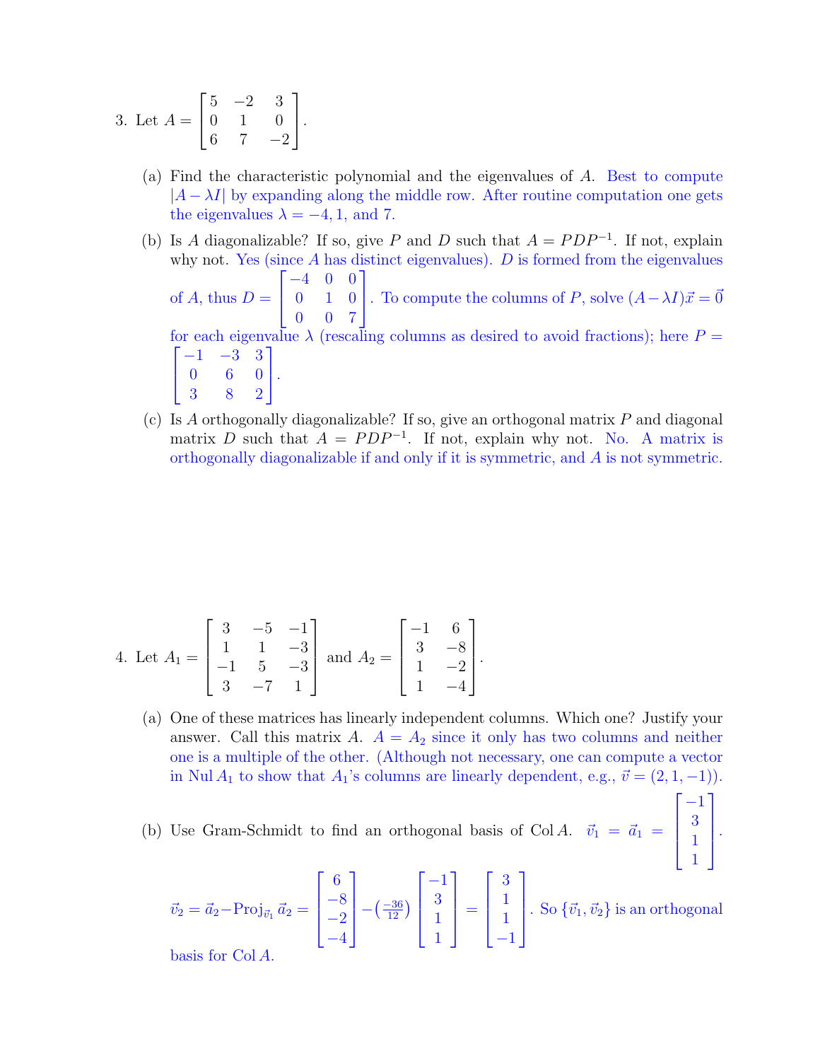3. Let $A = \begin{bmatrix} 5 & -2 & 3 \\ 0 & 1 & 0 \\ 6 & 7 & -2 \end{bmatrix}$.

   (a) Find the characteristic polynomial and the eigenvalues of $A$. Best to compute $|A - \lambda I|$ by expanding along the middle row. After routine computation one gets the eigenvalues $\lambda = -4, 1,$ and $7$.

   (b) Is $A$ diagonalizable? If so, give $P$ and $D$ such that $A = PDP^{-1}$. If not, explain why not. Yes (since $A$ has distinct eigenvalues). $D$ is formed from the eigenvalues of $A$, thus $D = \begin{bmatrix} -4 & 0 & 0 \\ 0 & 1 & 0 \\ 0 & 0 & 7 \end{bmatrix}$. To compute the columns of $P$, solve $(A - \lambda I)\vec{x} = \vec{0}$ for each eigenvalue $\lambda$ (rescaling columns as desired to avoid fractions); here $P = \begin{bmatrix} -1 & -3 & 3 \\ 0 & 6 & 0 \\ 3 & 8 & 2 \end{bmatrix}$.

   (c) Is $A$ orthogonally diagonalizable? If so, give an orthogonal matrix $P$ and diagonal matrix $D$ such that $A = PDP^{-1}$. If not, explain why not. No. A matrix is orthogonally diagonalizable if and only if it is symmetric, and $A$ is not symmetric.

4. Let $A_1 = \begin{bmatrix} 3 & -5 & -1 \\ 1 & 1 & -3 \\ -1 & 5 & -3 \\ 3 & -7 & 1 \end{bmatrix}$ and $A_2 = \begin{bmatrix} -1 & 6 \\ 3 & -8 \\ 1 & -2 \\ 1 & -4 \end{bmatrix}$.

   (a) One of these matrices has linearly independent columns. Which one? Justify your answer. Call this matrix $A$. $A = A_2$ since it only has two columns and neither one is a multiple of the other. (Although not necessary, one can compute a vector in $\operatorname{Nul} A_1$ to show that $A_1$'s columns are linearly dependent, e.g., $\vec{v} = (2, 1, -1)$).

   (b) Use Gram-Schmidt to find an orthogonal basis of $\operatorname{Col} A$. $\vec{v}_1 = \vec{a}_1 = \begin{bmatrix} -1 \\ 3 \\ 1 \\ 1 \end{bmatrix}$.

   $\vec{v}_2 = \vec{a}_2 - \operatorname{Proj}_{\vec{v}_1} \vec{a}_2 = \begin{bmatrix} 6 \\ -8 \\ -2 \\ -4 \end{bmatrix} - \left(\frac{-36}{12}\right) \begin{bmatrix} -1 \\ 3 \\ 1 \\ 1 \end{bmatrix} = \begin{bmatrix} 3 \\ 1 \\ 1 \\ -1 \end{bmatrix}$. So $\{\vec{v}_1, \vec{v}_2\}$ is an orthogonal basis for $\operatorname{Col} A$.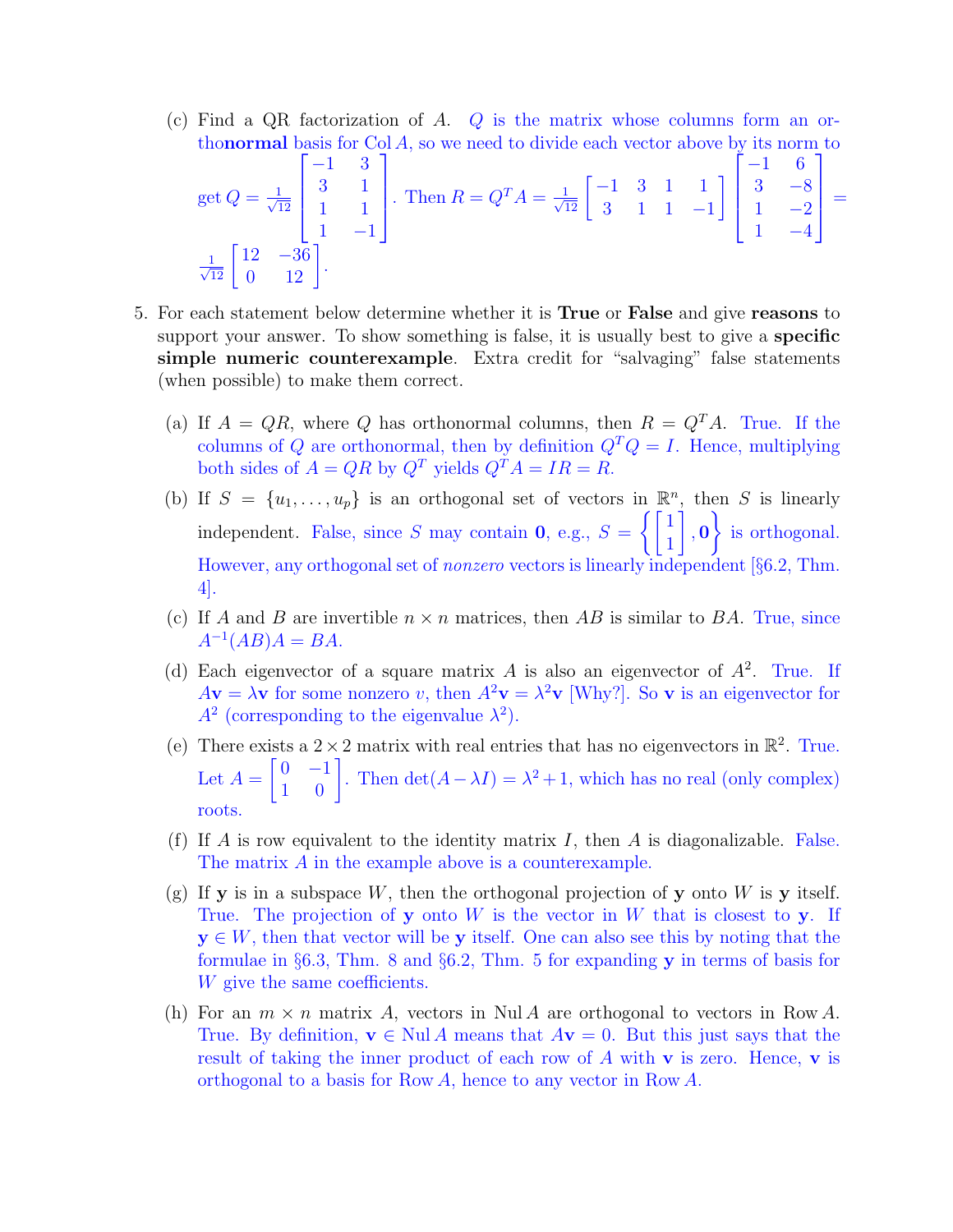(c) Find a QR factorization of $A$. $Q$ is the matrix whose columns form an orthonormal basis for Col $A$, so we need to divide each vector above by its norm to get $Q = \frac{1}{\sqrt{12}}\begin{bmatrix} -1 & 3 \\ 3 & 1 \\ 1 & 1 \\ 1 & -1 \end{bmatrix}$. Then $R = Q^T A = \frac{1}{\sqrt{12}}\begin{bmatrix} -1 & 3 & 1 & 1 \\ 3 & 1 & 1 & -1 \end{bmatrix}\begin{bmatrix} -1 & 6 \\ 3 & -8 \\ 1 & -2 \\ 1 & -4 \end{bmatrix} = \frac{1}{\sqrt{12}}\begin{bmatrix} 12 & -36 \\ 0 & 12 \end{bmatrix}$.

5. For each statement below determine whether it is **True** or **False** and give **reasons** to support your answer. To show something is false, it is usually best to give a **specific simple numeric counterexample**. Extra credit for "salvaging" false statements (when possible) to make them correct.

   (a) If $A = QR$, where $Q$ has orthonormal columns, then $R = Q^T A$. True. If the columns of $Q$ are orthonormal, then by definition $Q^T Q = I$. Hence, multiplying both sides of $A = QR$ by $Q^T$ yields $Q^T A = IR = R$.

   (b) If $S = \{u_1, \ldots, u_p\}$ is an orthogonal set of vectors in $\mathbb{R}^n$, then $S$ is linearly independent. False, since $S$ may contain $\mathbf{0}$, e.g., $S = \left\{ \begin{bmatrix} 1 \\ 1 \end{bmatrix}, \mathbf{0} \right\}$ is orthogonal. However, any orthogonal set of *nonzero* vectors is linearly independent [§6.2, Thm. 4].

   (c) If $A$ and $B$ are invertible $n \times n$ matrices, then $AB$ is similar to $BA$. True, since $A^{-1}(AB)A = BA$.

   (d) Each eigenvector of a square matrix $A$ is also an eigenvector of $A^2$. True. If $A\mathbf{v} = \lambda\mathbf{v}$ for some nonzero $v$, then $A^2\mathbf{v} = \lambda^2\mathbf{v}$ [Why?]. So $\mathbf{v}$ is an eigenvector for $A^2$ (corresponding to the eigenvalue $\lambda^2$).

   (e) There exists a $2 \times 2$ matrix with real entries that has no eigenvectors in $\mathbb{R}^2$. True. Let $A = \begin{bmatrix} 0 & -1 \\ 1 & 0 \end{bmatrix}$. Then $\det(A - \lambda I) = \lambda^2 + 1$, which has no real (only complex) roots.

   (f) If $A$ is row equivalent to the identity matrix $I$, then $A$ is diagonalizable. False. The matrix $A$ in the example above is a counterexample.

   (g) If $\mathbf{y}$ is in a subspace $W$, then the orthogonal projection of $\mathbf{y}$ onto $W$ is $\mathbf{y}$ itself. True. The projection of $\mathbf{y}$ onto $W$ is the vector in $W$ that is closest to $\mathbf{y}$. If $\mathbf{y} \in W$, then that vector will be $\mathbf{y}$ itself. One can also see this by noting that the formulae in §6.3, Thm. 8 and §6.2, Thm. 5 for expanding $\mathbf{y}$ in terms of basis for $W$ give the same coefficients.

   (h) For an $m \times n$ matrix $A$, vectors in Nul $A$ are orthogonal to vectors in Row $A$. True. By definition, $\mathbf{v} \in$ Nul $A$ means that $A\mathbf{v} = 0$. But this just says that the result of taking the inner product of each row of $A$ with $\mathbf{v}$ is zero. Hence, $\mathbf{v}$ is orthogonal to a basis for Row $A$, hence to any vector in Row $A$.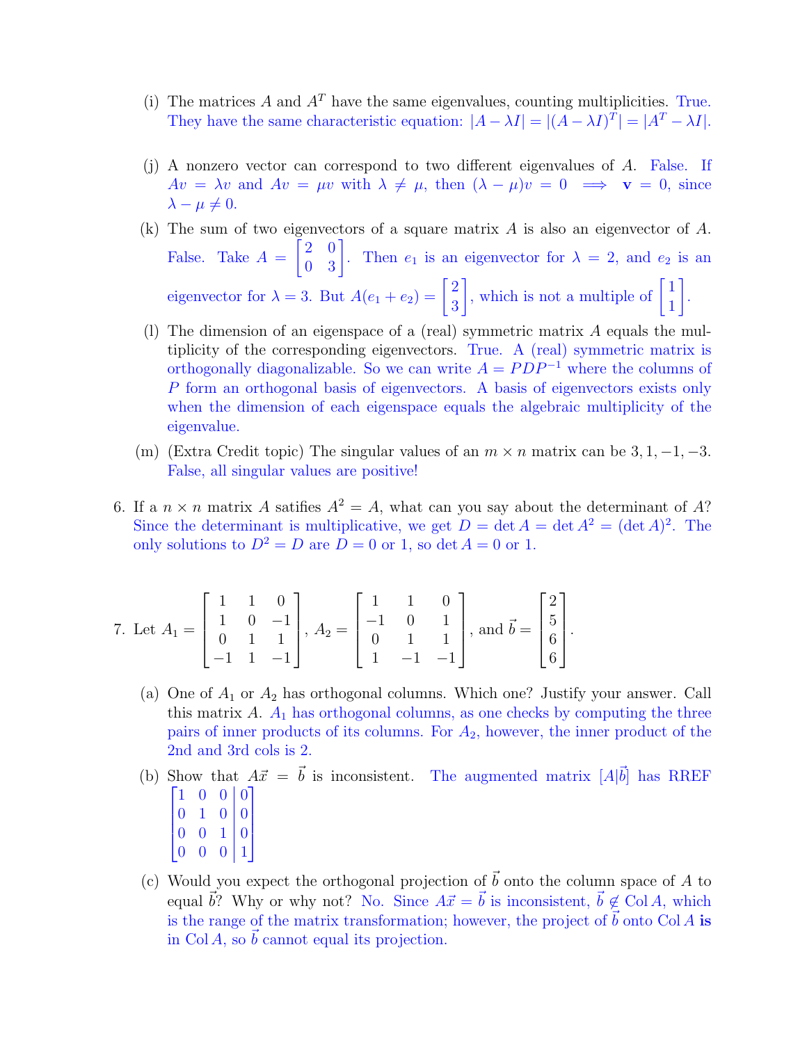(i) The matrices $A$ and $A^T$ have the same eigenvalues, counting multiplicities. True. They have the same characteristic equation: $|A - \lambda I| = |(A - \lambda I)^T| = |A^T - \lambda I|$.

(j) A nonzero vector can correspond to two different eigenvalues of $A$. False. If $Av = \lambda v$ and $Av = \mu v$ with $\lambda \neq \mu$, then $(\lambda - \mu)v = 0 \implies \mathbf{v} = 0$, since $\lambda - \mu \neq 0$.

(k) The sum of two eigenvectors of a square matrix $A$ is also an eigenvector of $A$. False. Take $A = \begin{bmatrix} 2 & 0 \\ 0 & 3 \end{bmatrix}$. Then $e_1$ is an eigenvector for $\lambda = 2$, and $e_2$ is an eigenvector for $\lambda = 3$. But $A(e_1 + e_2) = \begin{bmatrix} 2 \\ 3 \end{bmatrix}$, which is not a multiple of $\begin{bmatrix} 1 \\ 1 \end{bmatrix}$.

(l) The dimension of an eigenspace of a (real) symmetric matrix $A$ equals the multiplicity of the corresponding eigenvectors. True. A (real) symmetric matrix is orthogonally diagonalizable. So we can write $A = PDP^{-1}$ where the columns of $P$ form an orthogonal basis of eigenvectors. A basis of eigenvectors exists only when the dimension of each eigenspace equals the algebraic multiplicity of the eigenvalue.

(m) (Extra Credit topic) The singular values of an $m \times n$ matrix can be $3, 1, -1, -3$. False, all singular values are positive!

6. If a $n \times n$ matrix $A$ satifies $A^2 = A$, what can you say about the determinant of $A$? Since the determinant is multiplicative, we get $D = \det A = \det A^2 = (\det A)^2$. The only solutions to $D^2 = D$ are $D = 0$ or $1$, so $\det A = 0$ or $1$.

7. Let $A_1 = \begin{bmatrix} 1 & 1 & 0 \\ 1 & 0 & -1 \\ 0 & 1 & 1 \\ -1 & 1 & -1 \end{bmatrix}$, $A_2 = \begin{bmatrix} 1 & 1 & 0 \\ -1 & 0 & 1 \\ 0 & 1 & 1 \\ 1 & -1 & -1 \end{bmatrix}$, and $\vec{b} = \begin{bmatrix} 2 \\ 5 \\ 6 \\ 6 \end{bmatrix}$.

(a) One of $A_1$ or $A_2$ has orthogonal columns. Which one? Justify your answer. Call this matrix $A$. $A_1$ has orthogonal columns, as one checks by computing the three pairs of inner products of its columns. For $A_2$, however, the inner product of the 2nd and 3rd cols is 2.

(b) Show that $A\vec{x} = \vec{b}$ is inconsistent. The augmented matrix $[A|\vec{b}]$ has RREF $\left[\begin{array}{ccc|c} 1 & 0 & 0 & 0 \\ 0 & 1 & 0 & 0 \\ 0 & 0 & 1 & 0 \\ 0 & 0 & 0 & 1 \end{array}\right]$

(c) Would you expect the orthogonal projection of $\vec{b}$ onto the column space of $A$ to equal $\vec{b}$? Why or why not? No. Since $A\vec{x} = \vec{b}$ is inconsistent, $\vec{b} \notin \operatorname{Col} A$, which is the range of the matrix transformation; however, the project of $\vec{b}$ onto $\operatorname{Col} A$ **is** in $\operatorname{Col} A$, so $\vec{b}$ cannot equal its projection.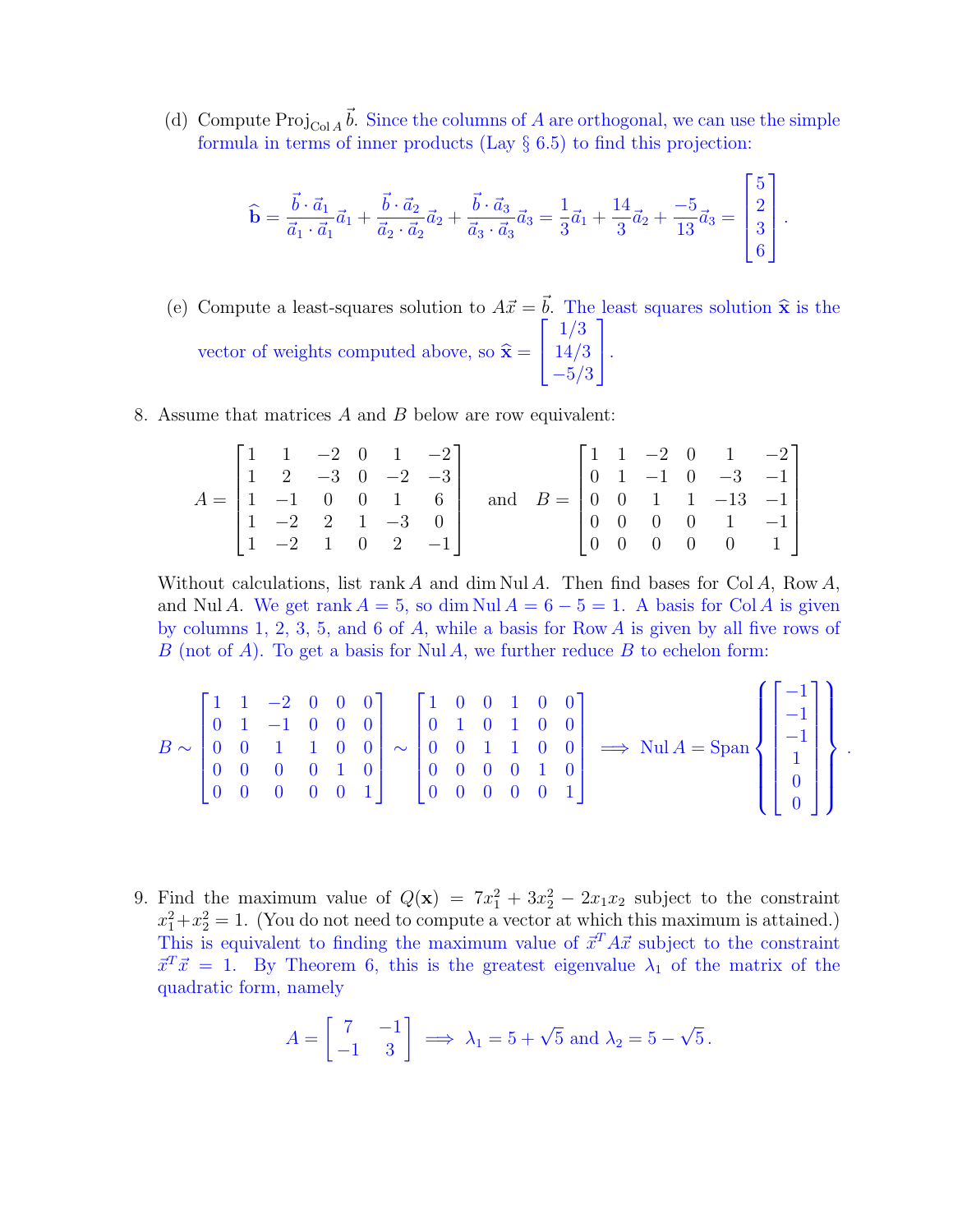(d) Compute $\text{Proj}_{\text{Col}\,A}\,\vec{b}$. Since the columns of $A$ are orthogonal, we can use the simple formula in terms of inner products (Lay § 6.5) to find this projection:

$$\widehat{\mathbf{b}} = \frac{\vec{b}\cdot\vec{a}_1}{\vec{a}_1\cdot\vec{a}_1}\vec{a}_1 + \frac{\vec{b}\cdot\vec{a}_2}{\vec{a}_2\cdot\vec{a}_2}\vec{a}_2 + \frac{\vec{b}\cdot\vec{a}_3}{\vec{a}_3\cdot\vec{a}_3}\vec{a}_3 = \frac{1}{3}\vec{a}_1 + \frac{14}{3}\vec{a}_2 + \frac{-5}{13}\vec{a}_3 = \begin{bmatrix} 5 \\ 2 \\ 3 \\ 6 \end{bmatrix}.$$

(e) Compute a least-squares solution to $A\vec{x} = \vec{b}$. The least squares solution $\widehat{\mathbf{x}}$ is the vector of weights computed above, so $\widehat{\mathbf{x}} = \begin{bmatrix} 1/3 \\ 14/3 \\ -5/3 \end{bmatrix}$.

8. Assume that matrices $A$ and $B$ below are row equivalent:

$$A = \begin{bmatrix} 1 & 1 & -2 & 0 & 1 & -2 \\ 1 & 2 & -3 & 0 & -2 & -3 \\ 1 & -1 & 0 & 0 & 1 & 6 \\ 1 & -2 & 2 & 1 & -3 & 0 \\ 1 & -2 & 1 & 0 & 2 & -1 \end{bmatrix} \quad \text{and} \quad B = \begin{bmatrix} 1 & 1 & -2 & 0 & 1 & -2 \\ 0 & 1 & -1 & 0 & -3 & -1 \\ 0 & 0 & 1 & 1 & -13 & -1 \\ 0 & 0 & 0 & 0 & 1 & -1 \\ 0 & 0 & 0 & 0 & 0 & 1 \end{bmatrix}$$

Without calculations, list $\text{rank}\,A$ and $\dim \text{Nul}\,A$. Then find bases for $\text{Col}\,A$, $\text{Row}\,A$, and $\text{Nul}\,A$. We get $\text{rank}\,A = 5$, so $\dim \text{Nul}\,A = 6 - 5 = 1$. A basis for $\text{Col}\,A$ is given by columns 1, 2, 3, 5, and 6 of $A$, while a basis for $\text{Row}\,A$ is given by all five rows of $B$ (not of $A$). To get a basis for $\text{Nul}\,A$, we further reduce $B$ to echelon form:

$$B \sim \begin{bmatrix} 1 & 1 & -2 & 0 & 0 & 0 \\ 0 & 1 & -1 & 0 & 0 & 0 \\ 0 & 0 & 1 & 1 & 0 & 0 \\ 0 & 0 & 0 & 0 & 1 & 0 \\ 0 & 0 & 0 & 0 & 0 & 1 \end{bmatrix} \sim \begin{bmatrix} 1 & 0 & 0 & 1 & 0 & 0 \\ 0 & 1 & 0 & 1 & 0 & 0 \\ 0 & 0 & 1 & 1 & 0 & 0 \\ 0 & 0 & 0 & 0 & 1 & 0 \\ 0 & 0 & 0 & 0 & 0 & 1 \end{bmatrix} \implies \text{Nul}\,A = \text{Span}\left\{ \begin{bmatrix} -1 \\ -1 \\ -1 \\ 1 \\ 0 \\ 0 \end{bmatrix} \right\}.$$

9. Find the maximum value of $Q(\mathbf{x}) = 7x_1^2 + 3x_2^2 - 2x_1x_2$ subject to the constraint $x_1^2 + x_2^2 = 1$. (You do not need to compute a vector at which this maximum is attained.) This is equivalent to finding the maximum value of $\vec{x}^T A\vec{x}$ subject to the constraint $\vec{x}^T\vec{x} = 1$. By Theorem 6, this is the greatest eigenvalue $\lambda_1$ of the matrix of the quadratic form, namely

$$A = \begin{bmatrix} 7 & -1 \\ -1 & 3 \end{bmatrix} \implies \lambda_1 = 5 + \sqrt{5} \text{ and } \lambda_2 = 5 - \sqrt{5}.$$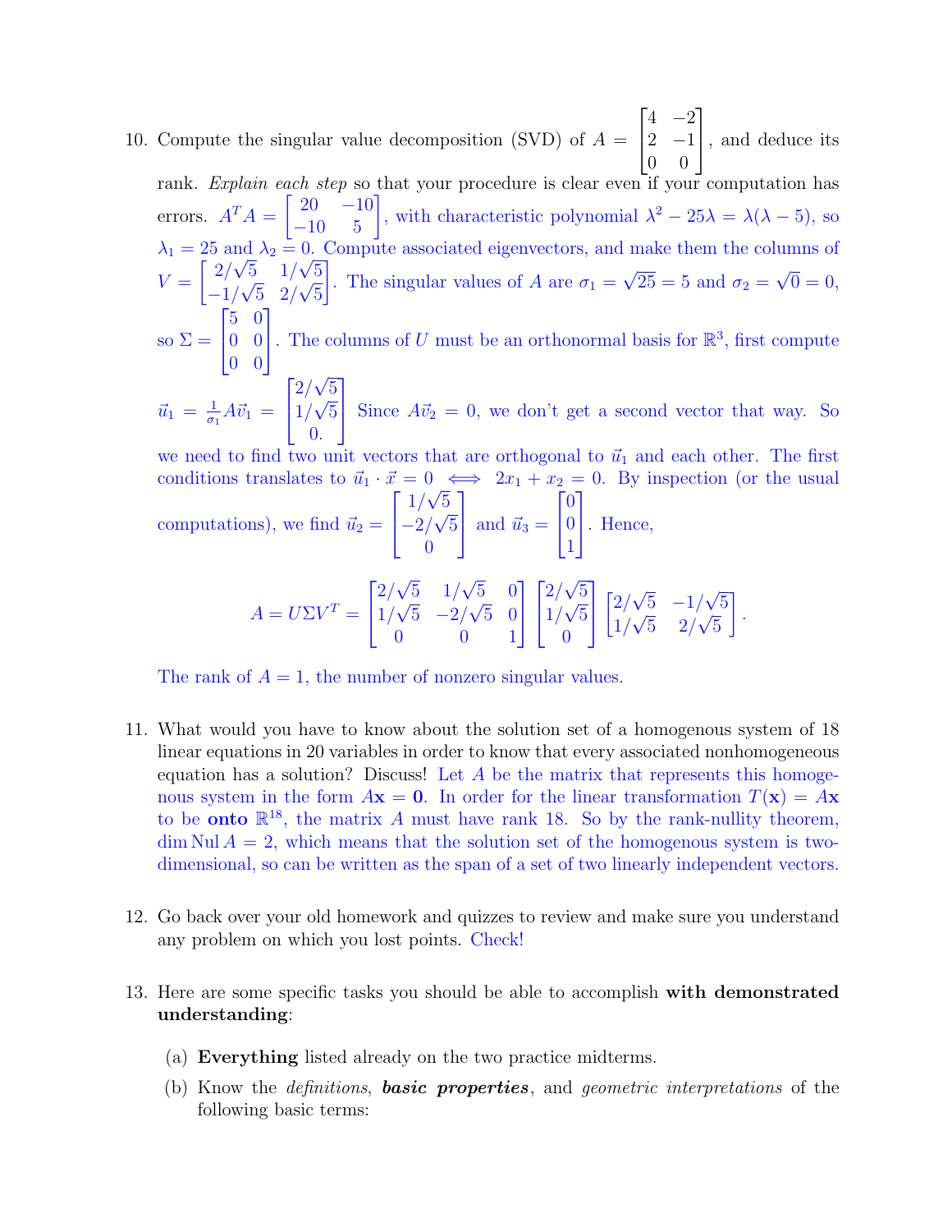10. Compute the singular value decomposition (SVD) of $A = \begin{bmatrix} 4 & -2 \\ 2 & -1 \\ 0 & 0 \end{bmatrix}$, and deduce its rank. *Explain each step* so that your procedure is clear even if your computation has errors. $A^T A = \begin{bmatrix} 20 & -10 \\ -10 & 5 \end{bmatrix}$, with characteristic polynomial $\lambda^2 - 25\lambda = \lambda(\lambda - 5)$, so $\lambda_1 = 25$ and $\lambda_2 = 0$. Compute associated eigenvectors, and make them the columns of $V = \begin{bmatrix} 2/\sqrt{5} & 1/\sqrt{5} \\ -1/\sqrt{5} & 2/\sqrt{5} \end{bmatrix}$. The singular values of $A$ are $\sigma_1 = \sqrt{25} = 5$ and $\sigma_2 = \sqrt{0} = 0$, so $\Sigma = \begin{bmatrix} 5 & 0 \\ 0 & 0 \\ 0 & 0 \end{bmatrix}$. The columns of $U$ must be an orthonormal basis for $\mathbb{R}^3$, first compute $\vec{u}_1 = \frac{1}{\sigma_1} A\vec{v}_1 = \begin{bmatrix} 2/\sqrt{5} \\ 1/\sqrt{5} \\ 0. \end{bmatrix}$ Since $A\vec{v}_2 = 0$, we don't get a second vector that way. So we need to find two unit vectors that are orthogonal to $\vec{u}_1$ and each other. The first conditions translates to $\vec{u}_1 \cdot \vec{x} = 0 \iff 2x_1 + x_2 = 0$. By inspection (or the usual computations), we find $\vec{u}_2 = \begin{bmatrix} 1/\sqrt{5} \\ -2/\sqrt{5} \\ 0 \end{bmatrix}$ and $\vec{u}_3 = \begin{bmatrix} 0 \\ 0 \\ 1 \end{bmatrix}$. Hence,

$$A = U\Sigma V^T = \begin{bmatrix} 2/\sqrt{5} & 1/\sqrt{5} & 0 \\ 1/\sqrt{5} & -2/\sqrt{5} & 0 \\ 0 & 0 & 1 \end{bmatrix} \begin{bmatrix} 2/\sqrt{5} \\ 1/\sqrt{5} \\ 0 \end{bmatrix} \begin{bmatrix} 2/\sqrt{5} & -1/\sqrt{5} \\ 1/\sqrt{5} & 2/\sqrt{5} \end{bmatrix}.$$

The rank of $A = 1$, the number of nonzero singular values.

11. What would you have to know about the solution set of a homogenous system of 18 linear equations in 20 variables in order to know that every associated nonhomogeneous equation has a solution? Discuss! Let $A$ be the matrix that represents this homogenous system in the form $A\mathbf{x} = \mathbf{0}$. In order for the linear transformation $T(\mathbf{x}) = A\mathbf{x}$ to be **onto** $\mathbb{R}^{18}$, the matrix $A$ must have rank 18. So by the rank-nullity theorem, $\dim \operatorname{Nul} A = 2$, which means that the solution set of the homogenous system is two-dimensional, so can be written as the span of a set of two linearly independent vectors.

12. Go back over your old homework and quizzes to review and make sure you understand any problem on which you lost points. Check!

13. Here are some specific tasks you should be able to accomplish **with demonstrated understanding**:

    (a) **Everything** listed already on the two practice midterms.

    (b) Know the *definitions*, ***basic properties***, and *geometric interpretations* of the following basic terms: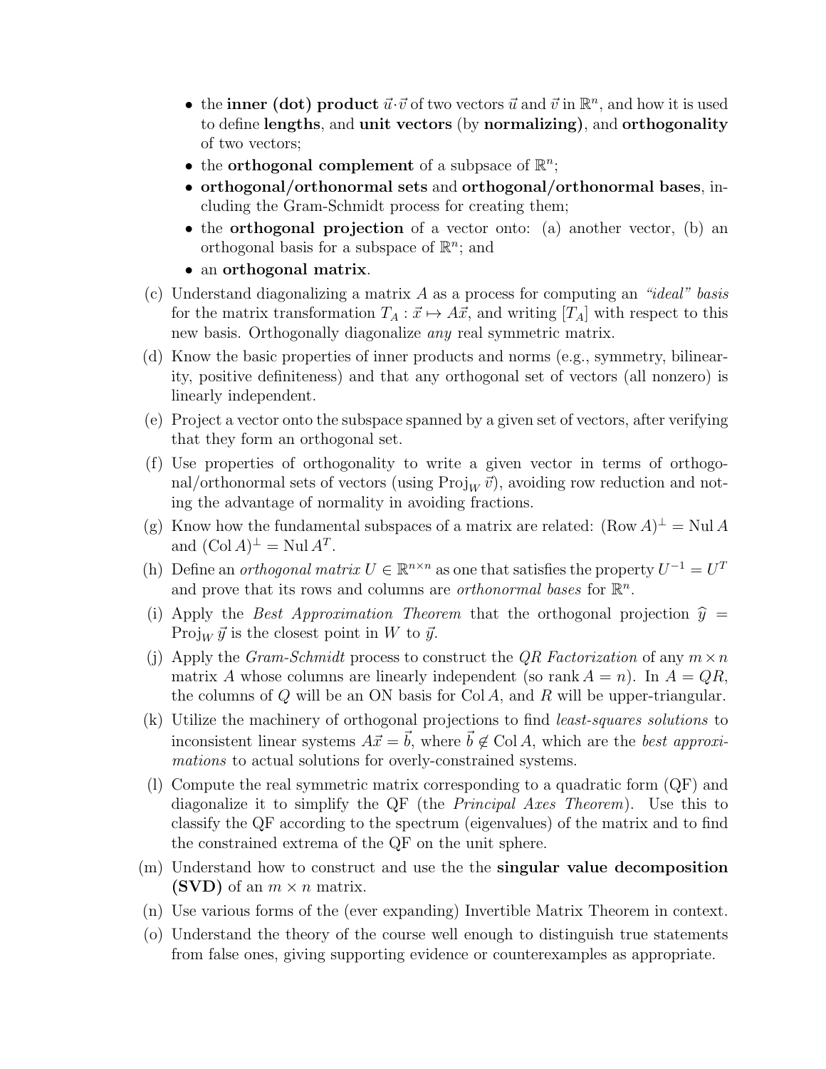- the **inner (dot) product** $\vec{u}\cdot\vec{v}$ of two vectors $\vec{u}$ and $\vec{v}$ in $\mathbb{R}^n$, and how it is used to define **lengths**, and **unit vectors** (by **normalizing)**, and **orthogonality** of two vectors;
- the **orthogonal complement** of a subpsace of $\mathbb{R}^n$;
- **orthogonal/orthonormal sets** and **orthogonal/orthonormal bases**, including the Gram-Schmidt process for creating them;
- the **orthogonal projection** of a vector onto: (a) another vector, (b) an orthogonal basis for a subspace of $\mathbb{R}^n$; and
- an **orthogonal matrix**.

(c) Understand diagonalizing a matrix $A$ as a process for computing an *"ideal" basis* for the matrix transformation $T_A : \vec{x} \mapsto A\vec{x}$, and writing $[T_A]$ with respect to this new basis. Orthogonally diagonalize *any* real symmetric matrix.

(d) Know the basic properties of inner products and norms (e.g., symmetry, bilinearity, positive definiteness) and that any orthogonal set of vectors (all nonzero) is linearly independent.

(e) Project a vector onto the subspace spanned by a given set of vectors, after verifying that they form an orthogonal set.

(f) Use properties of orthogonality to write a given vector in terms of orthogonal/orthonormal sets of vectors (using $\text{Proj}_W\,\vec{v}$), avoiding row reduction and noting the advantage of normality in avoiding fractions.

(g) Know how the fundamental subspaces of a matrix are related: $(\text{Row}\,A)^\perp = \text{Nul}\,A$ and $(\text{Col}\,A)^\perp = \text{Nul}\,A^T$.

(h) Define an *orthogonal matrix* $U \in \mathbb{R}^{n\times n}$ as one that satisfies the property $U^{-1} = U^T$ and prove that its rows and columns are *orthonormal bases* for $\mathbb{R}^n$.

(i) Apply the *Best Approximation Theorem* that the orthogonal projection $\widehat{y} = \text{Proj}_W\,\vec{y}$ is the closest point in $W$ to $\vec{y}$.

(j) Apply the *Gram-Schmidt* process to construct the *QR Factorization* of any $m \times n$ matrix $A$ whose columns are linearly independent (so rank $A = n$). In $A = QR$, the columns of $Q$ will be an ON basis for $\text{Col}\,A$, and $R$ will be upper-triangular.

(k) Utilize the machinery of orthogonal projections to find *least-squares solutions* to inconsistent linear systems $A\vec{x} = \vec{b}$, where $\vec{b} \notin \text{Col}\,A$, which are the *best approximations* to actual solutions for overly-constrained systems.

(l) Compute the real symmetric matrix corresponding to a quadratic form (QF) and diagonalize it to simplify the QF (the *Principal Axes Theorem*). Use this to classify the QF according to the spectrum (eigenvalues) of the matrix and to find the constrained extrema of the QF on the unit sphere.

(m) Understand how to construct and use the the **singular value decomposition (SVD)** of an $m \times n$ matrix.

(n) Use various forms of the (ever expanding) Invertible Matrix Theorem in context.

(o) Understand the theory of the course well enough to distinguish true statements from false ones, giving supporting evidence or counterexamples as appropriate.